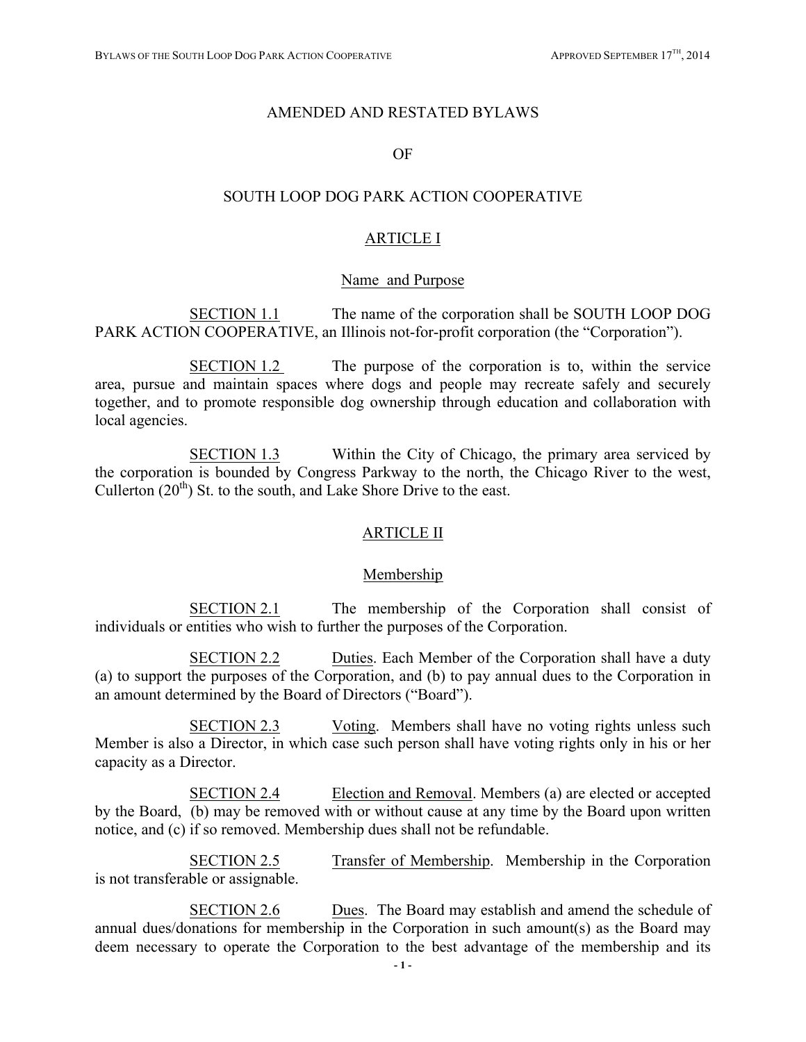# AMENDED AND RESTATED BYLAWS

# OF

# SOUTH LOOP DOG PARK ACTION COOPERATIVE

## ARTICLE I

### Name and Purpose

SECTION 1.1 The name of the corporation shall be SOUTH LOOP DOG PARK ACTION COOPERATIVE, an Illinois not-for-profit corporation (the "Corporation").

SECTION 1.2 The purpose of the corporation is to, within the service area, pursue and maintain spaces where dogs and people may recreate safely and securely together, and to promote responsible dog ownership through education and collaboration with local agencies.

SECTION 1.3 Within the City of Chicago, the primary area serviced by the corporation is bounded by Congress Parkway to the north, the Chicago River to the west, Cullerton (20th) St. to the south, and Lake Shore Drive to the east.

## ARTICLE II

### Membership

SECTION 2.1 The membership of the Corporation shall consist of individuals or entities who wish to further the purposes of the Corporation.

SECTION 2.2 Duties. Each Member of the Corporation shall have a duty (a) to support the purposes of the Corporation, and (b) to pay annual dues to the Corporation in an amount determined by the Board of Directors ("Board").

SECTION 2.3 Voting. Members shall have no voting rights unless such Member is also a Director, in which case such person shall have voting rights only in his or her capacity as a Director.

SECTION 2.4 Election and Removal. Members (a) are elected or accepted by the Board, (b) may be removed with or without cause at any time by the Board upon written notice, and (c) if so removed. Membership dues shall not be refundable.

SECTION 2.5 Transfer of Membership. Membership in the Corporation is not transferable or assignable.

SECTION 2.6 Dues. The Board may establish and amend the schedule of annual dues/donations for membership in the Corporation in such amount(s) as the Board may deem necessary to operate the Corporation to the best advantage of the membership and its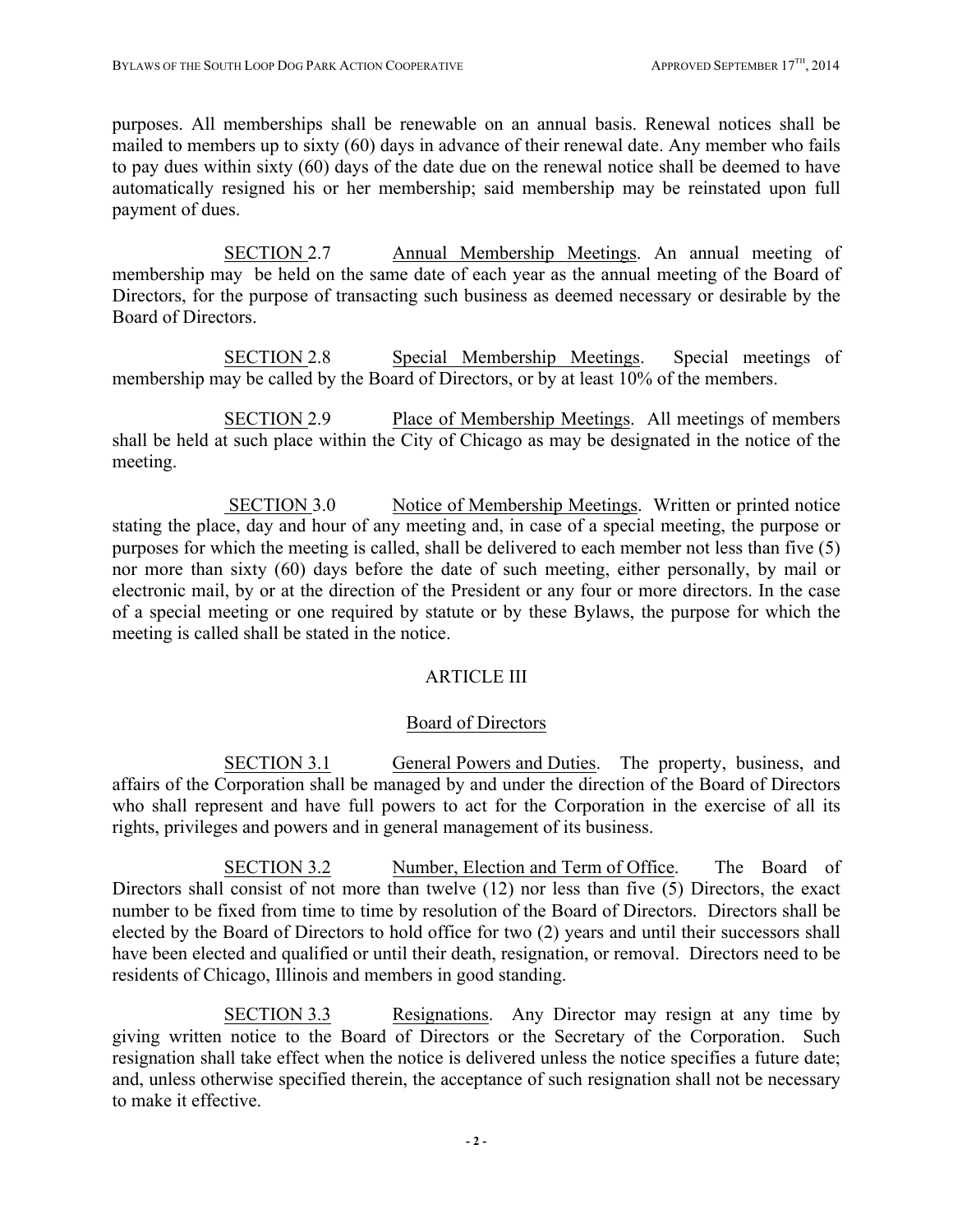purposes. All memberships shall be renewable on an annual basis. Renewal notices shall be mailed to members up to sixty (60) days in advance of their renewal date. Any member who fails to pay dues within sixty (60) days of the date due on the renewal notice shall be deemed to have automatically resigned his or her membership; said membership may be reinstated upon full payment of dues.

SECTION 2.7 Annual Membership Meetings. An annual meeting of membership may be held on the same date of each year as the annual meeting of the Board of Directors, for the purpose of transacting such business as deemed necessary or desirable by the Board of Directors.

SECTION 2.8 Special Membership Meetings. Special meetings of membership may be called by the Board of Directors, or by at least 10% of the members.

SECTION 2.9 Place of Membership Meetings. All meetings of members shall be held at such place within the City of Chicago as may be designated in the notice of the meeting.

SECTION 3.0 Notice of Membership Meetings. Written or printed notice stating the place, day and hour of any meeting and, in case of a special meeting, the purpose or purposes for which the meeting is called, shall be delivered to each member not less than five (5) nor more than sixty (60) days before the date of such meeting, either personally, by mail or electronic mail, by or at the direction of the President or any four or more directors. In the case of a special meeting or one required by statute or by these Bylaws, the purpose for which the meeting is called shall be stated in the notice.

## ARTICLE III

## Board of Directors

SECTION 3.1 General Powers and Duties. The property, business, and affairs of the Corporation shall be managed by and under the direction of the Board of Directors who shall represent and have full powers to act for the Corporation in the exercise of all its rights, privileges and powers and in general management of its business.

SECTION 3.2 Number, Election and Term of Office. The Board of Directors shall consist of not more than twelve (12) nor less than five (5) Directors, the exact number to be fixed from time to time by resolution of the Board of Directors. Directors shall be elected by the Board of Directors to hold office for two (2) years and until their successors shall have been elected and qualified or until their death, resignation, or removal. Directors need to be residents of Chicago, Illinois and members in good standing.

SECTION 3.3 Resignations. Any Director may resign at any time by giving written notice to the Board of Directors or the Secretary of the Corporation. Such resignation shall take effect when the notice is delivered unless the notice specifies a future date; and, unless otherwise specified therein, the acceptance of such resignation shall not be necessary to make it effective.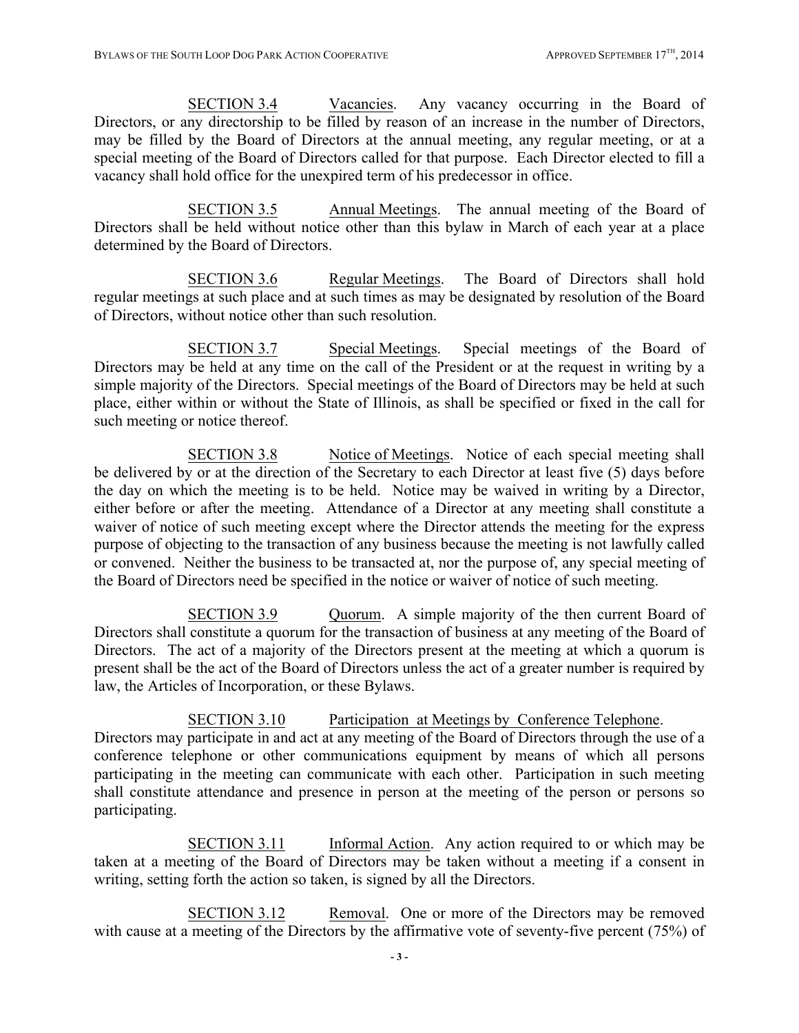<u>SECTION 3.4</u> <u>Vacancies</u>. Any vacancy occurring in the Board of Directors, or any directorship to be filled by reason of an increase in the number of Directors, may be filled by the Board of Directors at the annual meeting, any regular meeting, or at a special meeting of the Board of Directors called for that purpose. Each Director elected to fill a vacancy shall hold office for the unexpired term of his predecessor in office.

<u>SECTION 3.5</u> <u>Annual Meetings</u>. The annual meeting of the Board of Directors shall be held without notice other than this bylaw in March of each year at a place determined by the Board of Directors.

<u>SECTION 3.6</u> <u>Regular Meetings</u>. The Board of Directors shall hold regular meetings at such place and at such times as may be designated by resolution of the Board of Directors, without notice other than such resolution.

<u>SECTION 3.7</u> <u>Special Meetings</u>. Special meetings of the Board of Directors may be held at any time on the call of the President or at the request in writing by a simple majority of the Directors. Special meetings of the Board of Directors may be held at such place, either within or without the State of Illinois, as shall be specified or fixed in the call for such meeting or notice thereof.

<u>SECTION 3.8</u> <u>Notice of Meetings</u>. Notice of each special meeting shall be delivered by or at the direction of the Secretary to each Director at least five (5) days before the day on which the meeting is to be held. Notice may be waived in writing by a Director, either before or after the meeting. Attendance of a Director at any meeting shall constitute a waiver of notice of such meeting except where the Director attends the meeting for the express purpose of objecting to the transaction of any business because the meeting is not lawfully called or convened. Neither the business to be transacted at, nor the purpose of, any special meeting of the Board of Directors need be specified in the notice or waiver of notice of such meeting.

<u>SECTION 3.9</u> <u>Quorum</u>. A simple majority of the then current Board of Directors shall constitute a quorum for the transaction of business at any meeting of the Board of Directors. The act of a majority of the Directors present at the meeting at which a quorum is present shall be the act of the Board of Directors unless the act of a greater number is required by law, the Articles of Incorporation, or these Bylaws.

<u>SECTION 3.10</u> <u>Participation at Meetings by Conference Telephone</u>. Directors may participate in and act at any meeting of the Board of Directors through the use of a conference telephone or other communications equipment by means of which all persons participating in the meeting can communicate with each other. Participation in such meeting shall constitute attendance and presence in person at the meeting of the person or persons so participating.

<u>SECTION 3.11</u> <u>Informal Action</u>. Any action required to or which may be taken at a meeting of the Board of Directors may be taken without a meeting if a consent in writing, setting forth the action so taken, is signed by all the Directors.

<u>SECTION 3.12</u> <u>Removal</u>. One or more of the Directors may be removed with cause at a meeting of the Directors by the affirmative vote of seventy-five percent (75%) of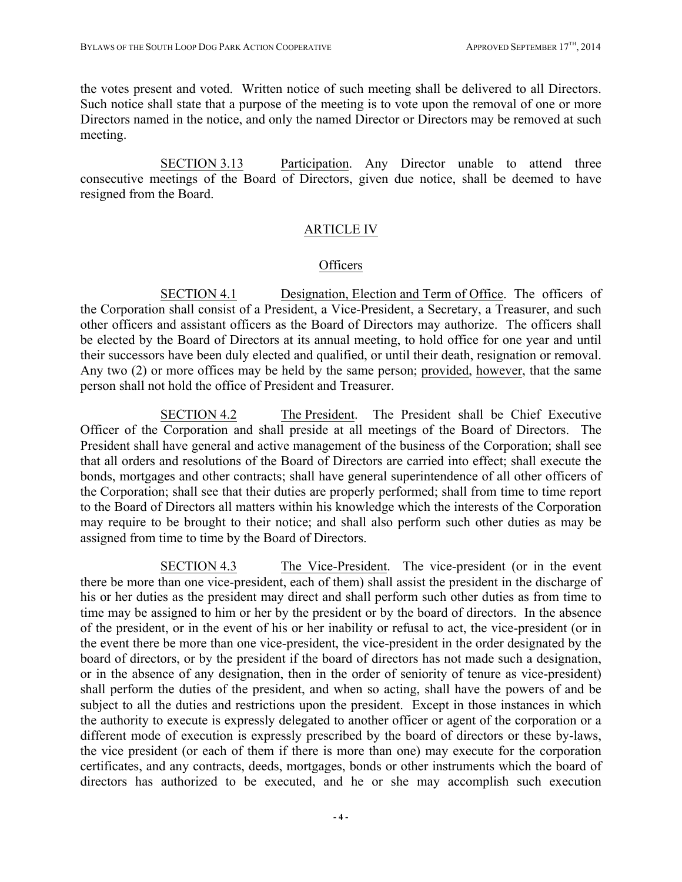the votes present and voted. Written notice of such meeting shall be delivered to all Directors. Such notice shall state that a purpose of the meeting is to vote upon the removal of one or more Directors named in the notice, and only the named Director or Directors may be removed at such meeting.

SECTION 3.13 Participation. Any Director unable to attend three consecutive meetings of the Board of Directors, given due notice, shall be deemed to have resigned from the Board.

## ARTICLE IV

## Officers

SECTION 4.1 Designation, Election and Term of Office. The officers of the Corporation shall consist of a President, a Vice-President, a Secretary, a Treasurer, and such other officers and assistant officers as the Board of Directors may authorize. The officers shall be elected by the Board of Directors at its annual meeting, to hold office for one year and until their successors have been duly elected and qualified, or until their death, resignation or removal. Any two (2) or more offices may be held by the same person; provided, however, that the same person shall not hold the office of President and Treasurer.

SECTION 4.2 The President. The President shall be Chief Executive Officer of the Corporation and shall preside at all meetings of the Board of Directors. The President shall have general and active management of the business of the Corporation; shall see that all orders and resolutions of the Board of Directors are carried into effect; shall execute the bonds, mortgages and other contracts; shall have general superintendence of all other officers of the Corporation; shall see that their duties are properly performed; shall from time to time report to the Board of Directors all matters within his knowledge which the interests of the Corporation may require to be brought to their notice; and shall also perform such other duties as may be assigned from time to time by the Board of Directors.

SECTION 4.3 The Vice-President. The vice-president (or in the event there be more than one vice-president, each of them) shall assist the president in the discharge of his or her duties as the president may direct and shall perform such other duties as from time to time may be assigned to him or her by the president or by the board of directors. In the absence of the president, or in the event of his or her inability or refusal to act, the vice-president (or in the event there be more than one vice-president, the vice-president in the order designated by the board of directors, or by the president if the board of directors has not made such a designation, or in the absence of any designation, then in the order of seniority of tenure as vice-president) shall perform the duties of the president, and when so acting, shall have the powers of and be subject to all the duties and restrictions upon the president. Except in those instances in which the authority to execute is expressly delegated to another officer or agent of the corporation or a different mode of execution is expressly prescribed by the board of directors or these by-laws, the vice president (or each of them if there is more than one) may execute for the corporation certificates, and any contracts, deeds, mortgages, bonds or other instruments which the board of directors has authorized to be executed, and he or she may accomplish such execution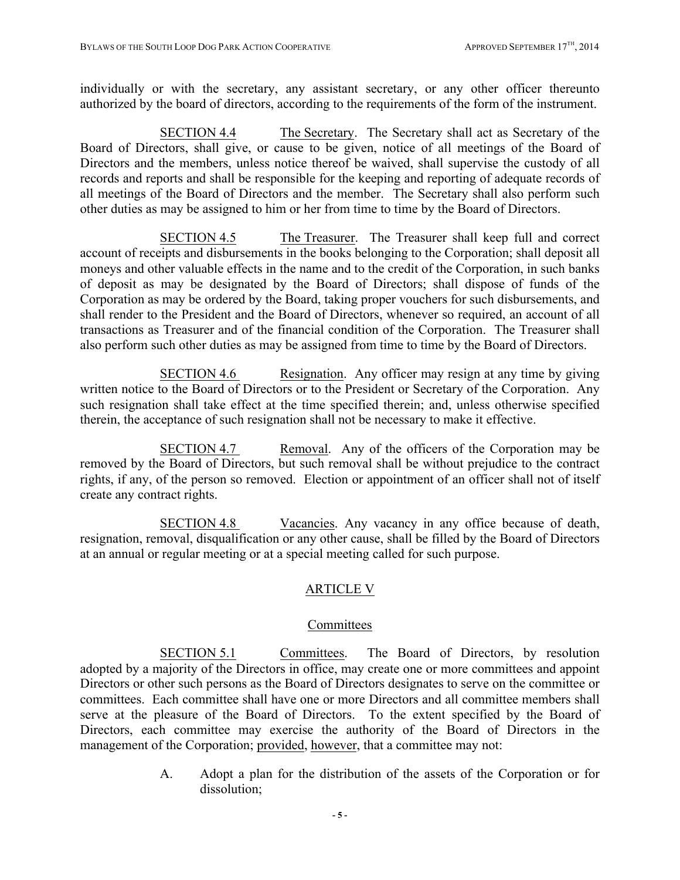individually or with the secretary, any assistant secretary, or any other officer thereunto authorized by the board of directors, according to the requirements of the form of the instrument.

SECTION 4.4 The Secretary. The Secretary shall act as Secretary of the Board of Directors, shall give, or cause to be given, notice of all meetings of the Board of Directors and the members, unless notice thereof be waived, shall supervise the custody of all records and reports and shall be responsible for the keeping and reporting of adequate records of all meetings of the Board of Directors and the member. The Secretary shall also perform such other duties as may be assigned to him or her from time to time by the Board of Directors.

SECTION 4.5 The Treasurer. The Treasurer shall keep full and correct account of receipts and disbursements in the books belonging to the Corporation; shall deposit all moneys and other valuable effects in the name and to the credit of the Corporation, in such banks of deposit as may be designated by the Board of Directors; shall dispose of funds of the Corporation as may be ordered by the Board, taking proper vouchers for such disbursements, and shall render to the President and the Board of Directors, whenever so required, an account of all transactions as Treasurer and of the financial condition of the Corporation. The Treasurer shall also perform such other duties as may be assigned from time to time by the Board of Directors.

SECTION 4.6 Resignation. Any officer may resign at any time by giving written notice to the Board of Directors or to the President or Secretary of the Corporation. Any such resignation shall take effect at the time specified therein; and, unless otherwise specified therein, the acceptance of such resignation shall not be necessary to make it effective.

SECTION 4.7 Removal. Any of the officers of the Corporation may be removed by the Board of Directors, but such removal shall be without prejudice to the contract rights, if any, of the person so removed. Election or appointment of an officer shall not of itself create any contract rights.

SECTION 4.8 Vacancies. Any vacancy in any office because of death, resignation, removal, disqualification or any other cause, shall be filled by the Board of Directors at an annual or regular meeting or at a special meeting called for such purpose.

## ARTICLE V

## Committees

SECTION 5.1 Committees. The Board of Directors, by resolution adopted by a majority of the Directors in office, may create one or more committees and appoint Directors or other such persons as the Board of Directors designates to serve on the committee or committees. Each committee shall have one or more Directors and all committee members shall serve at the pleasure of the Board of Directors. To the extent specified by the Board of Directors, each committee may exercise the authority of the Board of Directors in the management of the Corporation; provided, however, that a committee may not:

A. Adopt a plan for the distribution of the assets of the Corporation or for dissolution;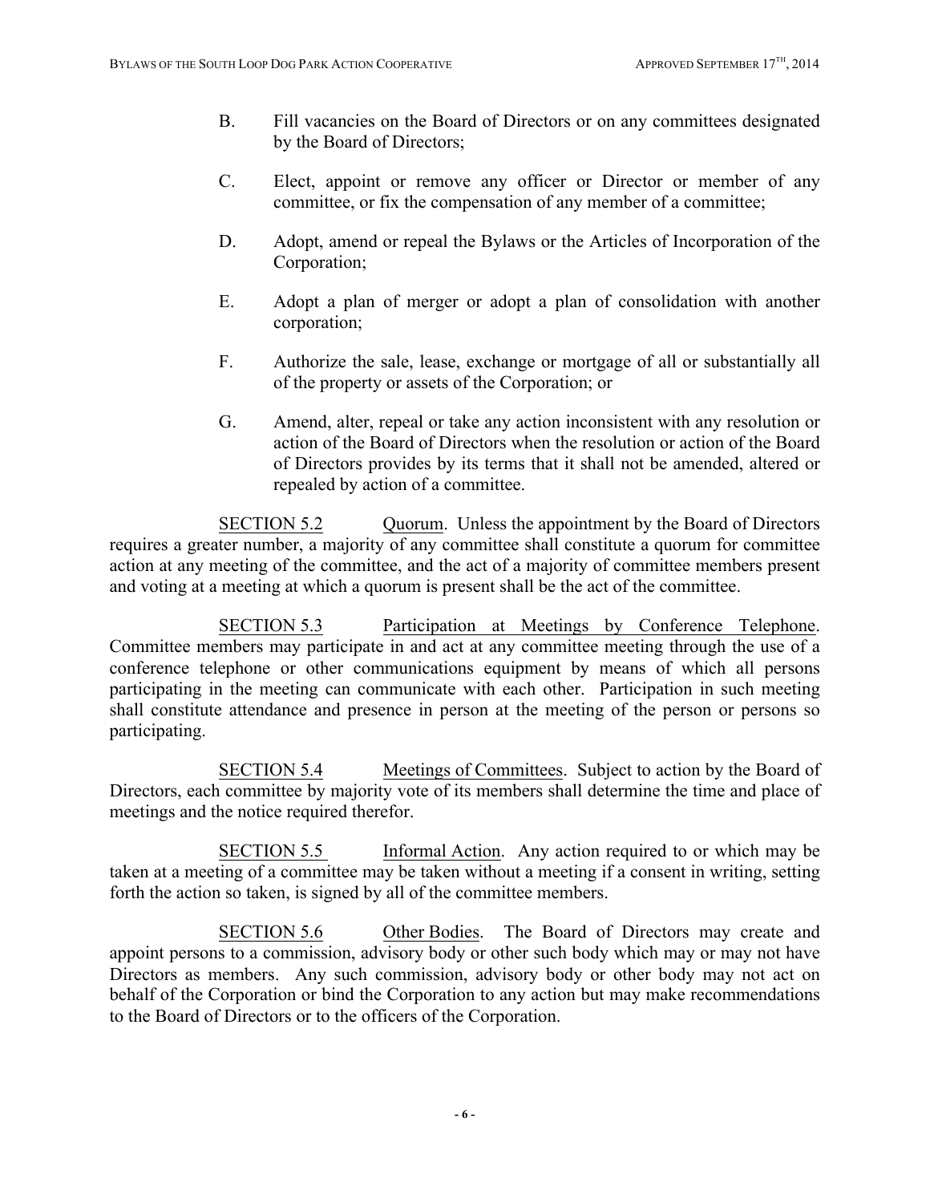B. Fill vacancies on the Board of Directors or on any committees designated by the Board of Directors;

C. Elect, appoint or remove any officer or Director or member of any committee, or fix the compensation of any member of a committee;

D. Adopt, amend or repeal the Bylaws or the Articles of Incorporation of the Corporation;

E. Adopt a plan of merger or adopt a plan of consolidation with another corporation;

F. Authorize the sale, lease, exchange or mortgage of all or substantially all of the property or assets of the Corporation; or

G. Amend, alter, repeal or take any action inconsistent with any resolution or action of the Board of Directors when the resolution or action of the Board of Directors provides by its terms that it shall not be amended, altered or repealed by action of a committee.

SECTION 5.2 Quorum. Unless the appointment by the Board of Directors requires a greater number, a majority of any committee shall constitute a quorum for committee action at any meeting of the committee, and the act of a majority of committee members present and voting at a meeting at which a quorum is present shall be the act of the committee.

SECTION 5.3 Participation at Meetings by Conference Telephone. Committee members may participate in and act at any committee meeting through the use of a conference telephone or other communications equipment by means of which all persons participating in the meeting can communicate with each other. Participation in such meeting shall constitute attendance and presence in person at the meeting of the person or persons so participating.

SECTION 5.4 Meetings of Committees. Subject to action by the Board of Directors, each committee by majority vote of its members shall determine the time and place of meetings and the notice required therefor.

SECTION 5.5 Informal Action. Any action required to or which may be taken at a meeting of a committee may be taken without a meeting if a consent in writing, setting forth the action so taken, is signed by all of the committee members.

SECTION 5.6 Other Bodies. The Board of Directors may create and appoint persons to a commission, advisory body or other such body which may or may not have Directors as members. Any such commission, advisory body or other body may not act on behalf of the Corporation or bind the Corporation to any action but may make recommendations to the Board of Directors or to the officers of the Corporation.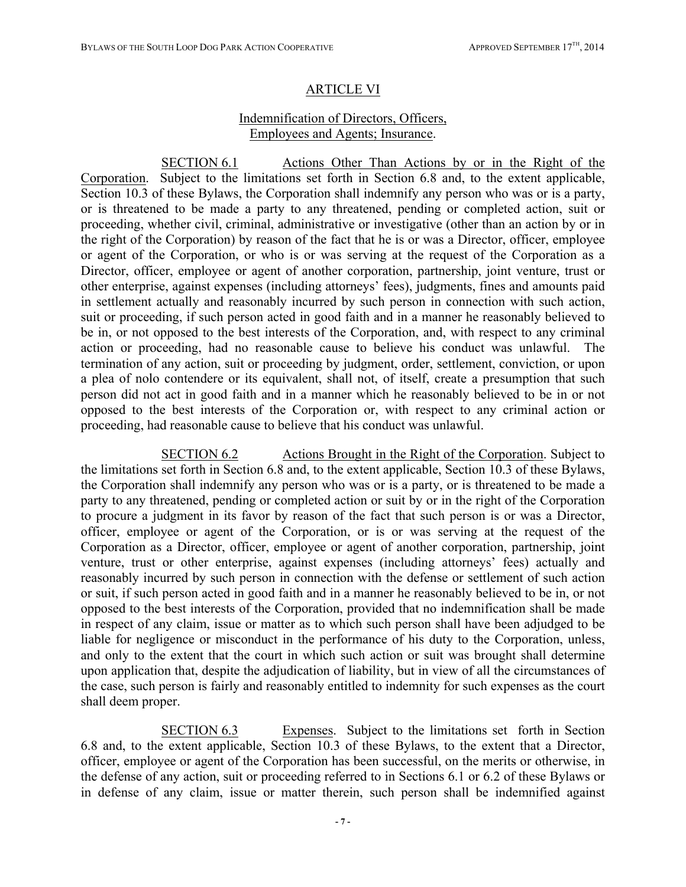## ARTICLE VI

### Indemnification of Directors, Officers, Employees and Agents; Insurance.

SECTION 6.1 Actions Other Than Actions by or in the Right of the Corporation. Subject to the limitations set forth in Section 6.8 and, to the extent applicable, Section 10.3 of these Bylaws, the Corporation shall indemnify any person who was or is a party, or is threatened to be made a party to any threatened, pending or completed action, suit or proceeding, whether civil, criminal, administrative or investigative (other than an action by or in the right of the Corporation) by reason of the fact that he is or was a Director, officer, employee or agent of the Corporation, or who is or was serving at the request of the Corporation as a Director, officer, employee or agent of another corporation, partnership, joint venture, trust or other enterprise, against expenses (including attorneys' fees), judgments, fines and amounts paid in settlement actually and reasonably incurred by such person in connection with such action, suit or proceeding, if such person acted in good faith and in a manner he reasonably believed to be in, or not opposed to the best interests of the Corporation, and, with respect to any criminal action or proceeding, had no reasonable cause to believe his conduct was unlawful. The termination of any action, suit or proceeding by judgment, order, settlement, conviction, or upon a plea of nolo contendere or its equivalent, shall not, of itself, create a presumption that such person did not act in good faith and in a manner which he reasonably believed to be in or not opposed to the best interests of the Corporation or, with respect to any criminal action or proceeding, had reasonable cause to believe that his conduct was unlawful.

SECTION 6.2 Actions Brought in the Right of the Corporation. Subject to the limitations set forth in Section 6.8 and, to the extent applicable, Section 10.3 of these Bylaws, the Corporation shall indemnify any person who was or is a party, or is threatened to be made a party to any threatened, pending or completed action or suit by or in the right of the Corporation to procure a judgment in its favor by reason of the fact that such person is or was a Director, officer, employee or agent of the Corporation, or is or was serving at the request of the Corporation as a Director, officer, employee or agent of another corporation, partnership, joint venture, trust or other enterprise, against expenses (including attorneys' fees) actually and reasonably incurred by such person in connection with the defense or settlement of such action or suit, if such person acted in good faith and in a manner he reasonably believed to be in, or not opposed to the best interests of the Corporation, provided that no indemnification shall be made in respect of any claim, issue or matter as to which such person shall have been adjudged to be liable for negligence or misconduct in the performance of his duty to the Corporation, unless, and only to the extent that the court in which such action or suit was brought shall determine upon application that, despite the adjudication of liability, but in view of all the circumstances of the case, such person is fairly and reasonably entitled to indemnity for such expenses as the court shall deem proper.

SECTION 6.3 Expenses. Subject to the limitations set forth in Section 6.8 and, to the extent applicable, Section 10.3 of these Bylaws, to the extent that a Director, officer, employee or agent of the Corporation has been successful, on the merits or otherwise, in the defense of any action, suit or proceeding referred to in Sections 6.1 or 6.2 of these Bylaws or in defense of any claim, issue or matter therein, such person shall be indemnified against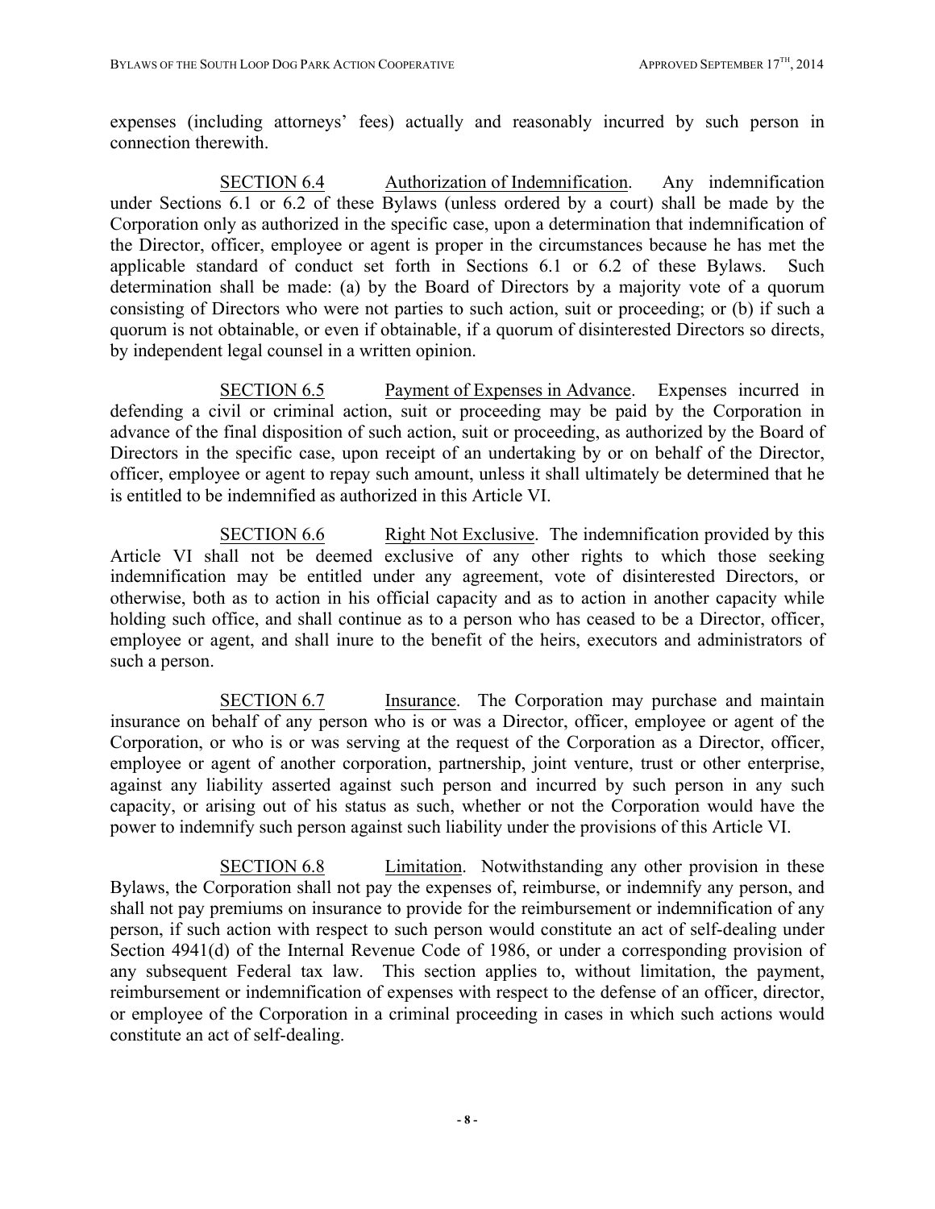expenses (including attorneys' fees) actually and reasonably incurred by such person in connection therewith.

SECTION 6.4 Authorization of Indemnification. Any indemnification under Sections 6.1 or 6.2 of these Bylaws (unless ordered by a court) shall be made by the Corporation only as authorized in the specific case, upon a determination that indemnification of the Director, officer, employee or agent is proper in the circumstances because he has met the applicable standard of conduct set forth in Sections 6.1 or 6.2 of these Bylaws. Such determination shall be made: (a) by the Board of Directors by a majority vote of a quorum consisting of Directors who were not parties to such action, suit or proceeding; or (b) if such a quorum is not obtainable, or even if obtainable, if a quorum of disinterested Directors so directs, by independent legal counsel in a written opinion.

SECTION 6.5 Payment of Expenses in Advance. Expenses incurred in defending a civil or criminal action, suit or proceeding may be paid by the Corporation in advance of the final disposition of such action, suit or proceeding, as authorized by the Board of Directors in the specific case, upon receipt of an undertaking by or on behalf of the Director, officer, employee or agent to repay such amount, unless it shall ultimately be determined that he is entitled to be indemnified as authorized in this Article VI.

SECTION 6.6 Right Not Exclusive. The indemnification provided by this Article VI shall not be deemed exclusive of any other rights to which those seeking indemnification may be entitled under any agreement, vote of disinterested Directors, or otherwise, both as to action in his official capacity and as to action in another capacity while holding such office, and shall continue as to a person who has ceased to be a Director, officer, employee or agent, and shall inure to the benefit of the heirs, executors and administrators of such a person.

SECTION 6.7 Insurance. The Corporation may purchase and maintain insurance on behalf of any person who is or was a Director, officer, employee or agent of the Corporation, or who is or was serving at the request of the Corporation as a Director, officer, employee or agent of another corporation, partnership, joint venture, trust or other enterprise, against any liability asserted against such person and incurred by such person in any such capacity, or arising out of his status as such, whether or not the Corporation would have the power to indemnify such person against such liability under the provisions of this Article VI.

SECTION 6.8 Limitation. Notwithstanding any other provision in these Bylaws, the Corporation shall not pay the expenses of, reimburse, or indemnify any person, and shall not pay premiums on insurance to provide for the reimbursement or indemnification of any person, if such action with respect to such person would constitute an act of self-dealing under Section 4941(d) of the Internal Revenue Code of 1986, or under a corresponding provision of any subsequent Federal tax law. This section applies to, without limitation, the payment, reimbursement or indemnification of expenses with respect to the defense of an officer, director, or employee of the Corporation in a criminal proceeding in cases in which such actions would constitute an act of self-dealing.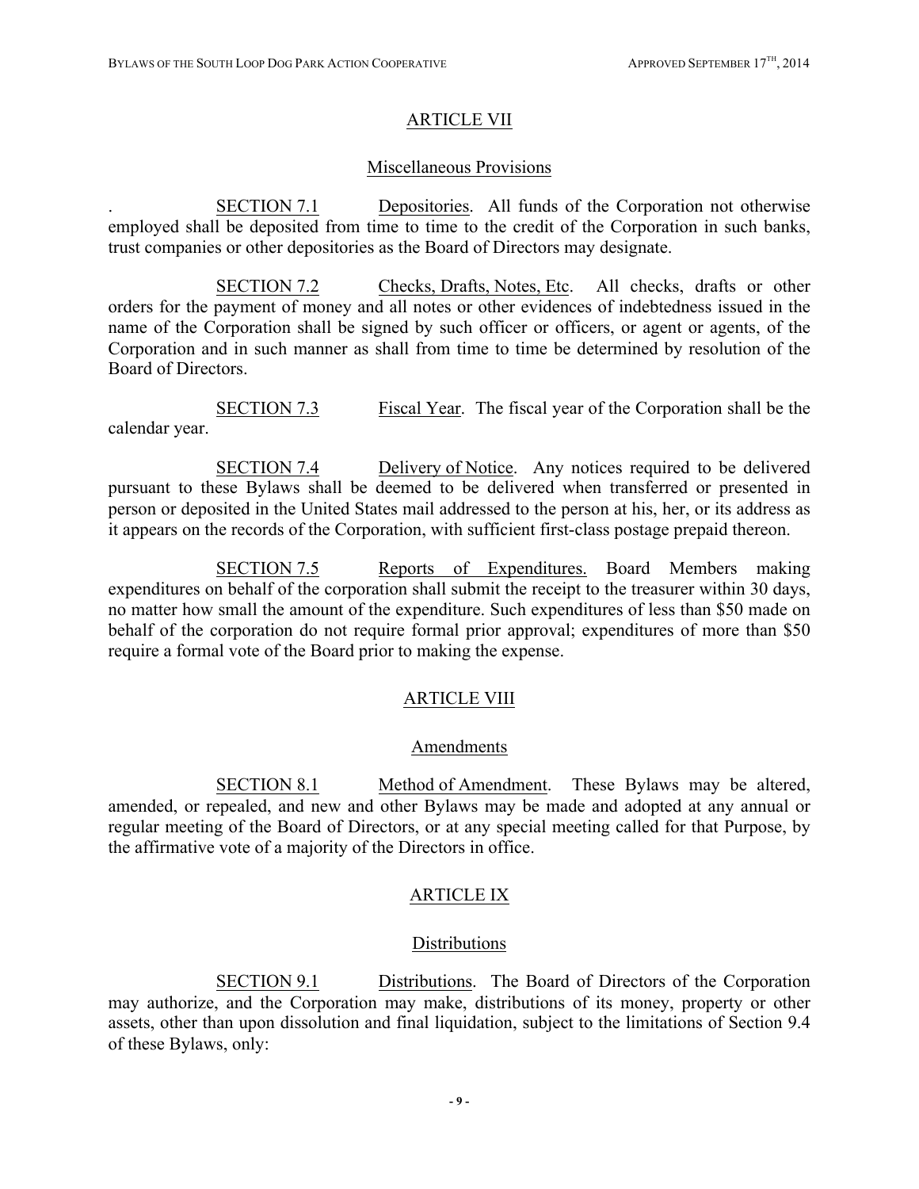## ARTICLE VII

### Miscellaneous Provisions

. SECTION 7.1 Depositories. All funds of the Corporation not otherwise employed shall be deposited from time to time to the credit of the Corporation in such banks, trust companies or other depositories as the Board of Directors may designate.

SECTION 7.2 Checks, Drafts, Notes, Etc. All checks, drafts or other orders for the payment of money and all notes or other evidences of indebtedness issued in the name of the Corporation shall be signed by such officer or officers, or agent or agents, of the Corporation and in such manner as shall from time to time be determined by resolution of the Board of Directors.

SECTION 7.3 Fiscal Year. The fiscal year of the Corporation shall be the calendar year.

SECTION 7.4 Delivery of Notice. Any notices required to be delivered pursuant to these Bylaws shall be deemed to be delivered when transferred or presented in person or deposited in the United States mail addressed to the person at his, her, or its address as it appears on the records of the Corporation, with sufficient first-class postage prepaid thereon.

SECTION 7.5 Reports of Expenditures. Board Members making expenditures on behalf of the corporation shall submit the receipt to the treasurer within 30 days, no matter how small the amount of the expenditure. Such expenditures of less than $50 made on behalf of the corporation do not require formal prior approval; expenditures of more than $50 require a formal vote of the Board prior to making the expense.

## ARTICLE VIII

### Amendments

SECTION 8.1 Method of Amendment. These Bylaws may be altered, amended, or repealed, and new and other Bylaws may be made and adopted at any annual or regular meeting of the Board of Directors, or at any special meeting called for that Purpose, by the affirmative vote of a majority of the Directors in office.

## ARTICLE IX

### Distributions

SECTION 9.1 Distributions. The Board of Directors of the Corporation may authorize, and the Corporation may make, distributions of its money, property or other assets, other than upon dissolution and final liquidation, subject to the limitations of Section 9.4 of these Bylaws, only: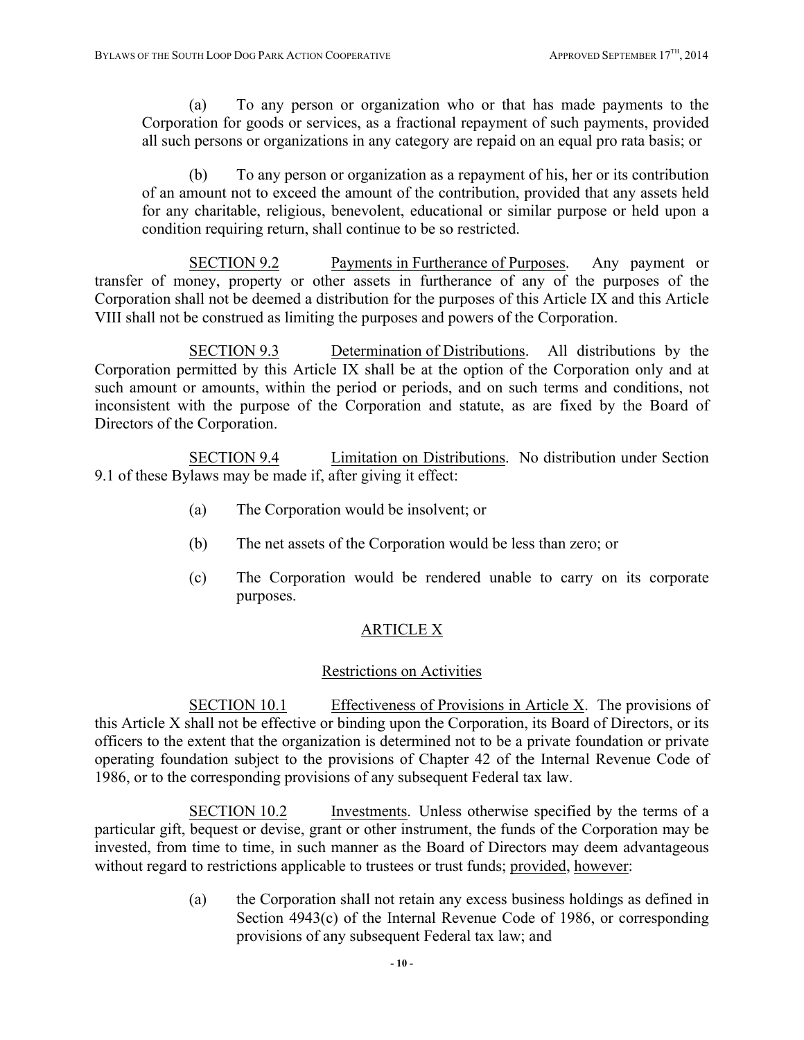(a) To any person or organization who or that has made payments to the Corporation for goods or services, as a fractional repayment of such payments, provided all such persons or organizations in any category are repaid on an equal pro rata basis; or

(b) To any person or organization as a repayment of his, her or its contribution of an amount not to exceed the amount of the contribution, provided that any assets held for any charitable, religious, benevolent, educational or similar purpose or held upon a condition requiring return, shall continue to be so restricted.

SECTION 9.2 Payments in Furtherance of Purposes. Any payment or transfer of money, property or other assets in furtherance of any of the purposes of the Corporation shall not be deemed a distribution for the purposes of this Article IX and this Article VIII shall not be construed as limiting the purposes and powers of the Corporation.

SECTION 9.3 Determination of Distributions. All distributions by the Corporation permitted by this Article IX shall be at the option of the Corporation only and at such amount or amounts, within the period or periods, and on such terms and conditions, not inconsistent with the purpose of the Corporation and statute, as are fixed by the Board of Directors of the Corporation.

SECTION 9.4 Limitation on Distributions. No distribution under Section 9.1 of these Bylaws may be made if, after giving it effect:

(a) The Corporation would be insolvent; or

(b) The net assets of the Corporation would be less than zero; or

(c) The Corporation would be rendered unable to carry on its corporate purposes.

## ARTICLE X

### Restrictions on Activities

SECTION 10.1 Effectiveness of Provisions in Article X. The provisions of this Article X shall not be effective or binding upon the Corporation, its Board of Directors, or its officers to the extent that the organization is determined not to be a private foundation or private operating foundation subject to the provisions of Chapter 42 of the Internal Revenue Code of 1986, or to the corresponding provisions of any subsequent Federal tax law.

SECTION 10.2 Investments. Unless otherwise specified by the terms of a particular gift, bequest or devise, grant or other instrument, the funds of the Corporation may be invested, from time to time, in such manner as the Board of Directors may deem advantageous without regard to restrictions applicable to trustees or trust funds; provided, however:

(a) the Corporation shall not retain any excess business holdings as defined in Section 4943(c) of the Internal Revenue Code of 1986, or corresponding provisions of any subsequent Federal tax law; and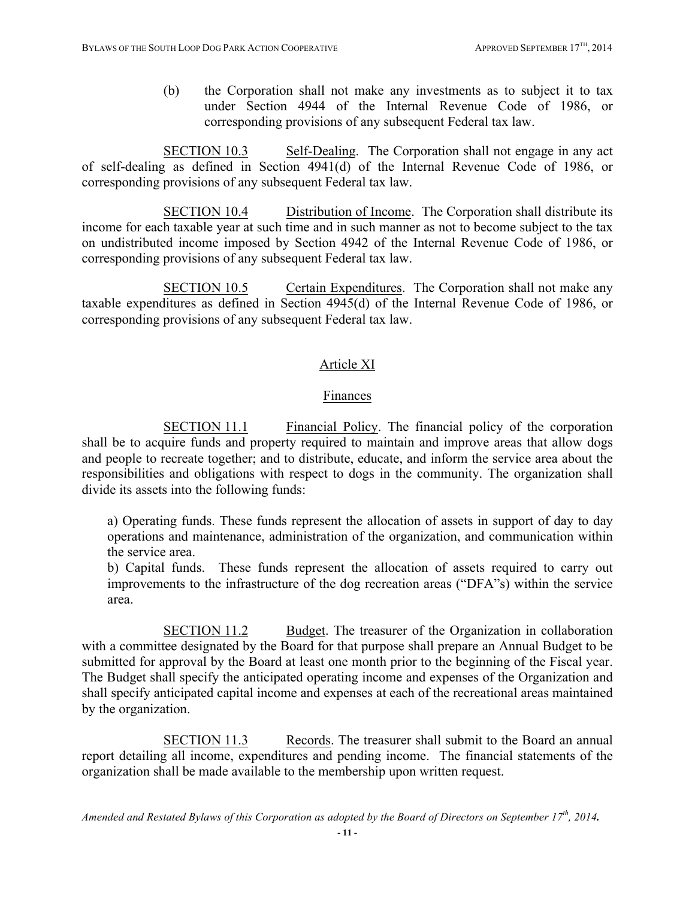(b) the Corporation shall not make any investments as to subject it to tax under Section 4944 of the Internal Revenue Code of 1986, or corresponding provisions of any subsequent Federal tax law.

SECTION 10.3 Self-Dealing. The Corporation shall not engage in any act of self-dealing as defined in Section 4941(d) of the Internal Revenue Code of 1986, or corresponding provisions of any subsequent Federal tax law.

SECTION 10.4 Distribution of Income. The Corporation shall distribute its income for each taxable year at such time and in such manner as not to become subject to the tax on undistributed income imposed by Section 4942 of the Internal Revenue Code of 1986, or corresponding provisions of any subsequent Federal tax law.

SECTION 10.5 Certain Expenditures. The Corporation shall not make any taxable expenditures as defined in Section 4945(d) of the Internal Revenue Code of 1986, or corresponding provisions of any subsequent Federal tax law.

## Article XI

## Finances

SECTION 11.1 Financial Policy. The financial policy of the corporation shall be to acquire funds and property required to maintain and improve areas that allow dogs and people to recreate together; and to distribute, educate, and inform the service area about the responsibilities and obligations with respect to dogs in the community. The organization shall divide its assets into the following funds:

a) Operating funds. These funds represent the allocation of assets in support of day to day operations and maintenance, administration of the organization, and communication within the service area.
b) Capital funds. These funds represent the allocation of assets required to carry out improvements to the infrastructure of the dog recreation areas ("DFA"s) within the service area.

SECTION 11.2 Budget. The treasurer of the Organization in collaboration with a committee designated by the Board for that purpose shall prepare an Annual Budget to be submitted for approval by the Board at least one month prior to the beginning of the Fiscal year. The Budget shall specify the anticipated operating income and expenses of the Organization and shall specify anticipated capital income and expenses at each of the recreational areas maintained by the organization.

SECTION 11.3 Records. The treasurer shall submit to the Board an annual report detailing all income, expenditures and pending income. The financial statements of the organization shall be made available to the membership upon written request.

*Amended and Restated Bylaws of this Corporation as adopted by the Board of Directors on September 17th, 2014.*